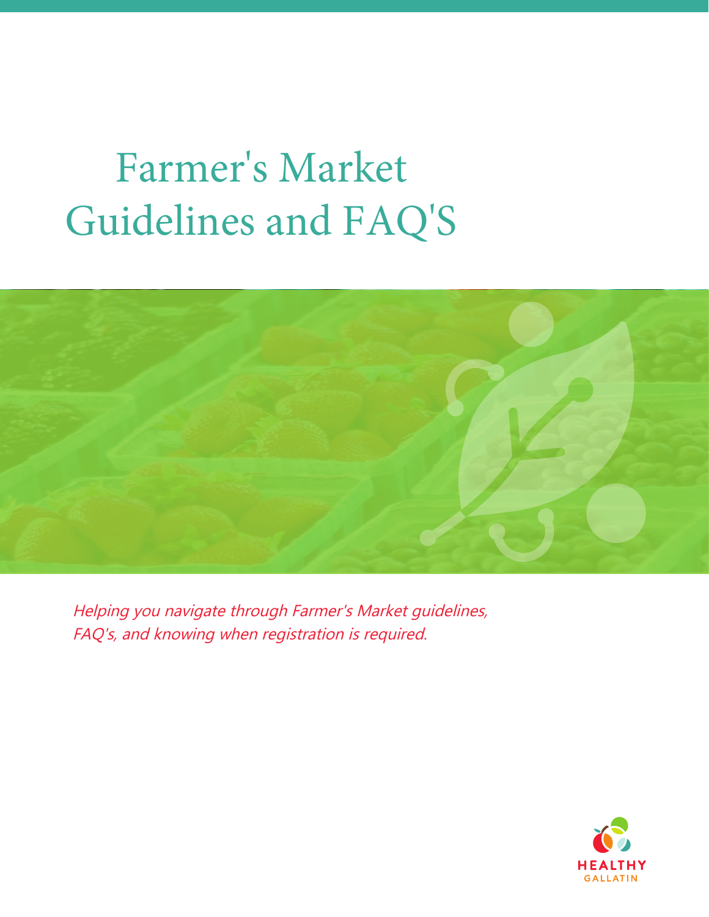# Farmer's Market Guidelines and FAQ'S

*Helping you navigate through Farmer's Market guidelines, FAQ's, and knowing when registration is required.*

HEALTHY GALLATIN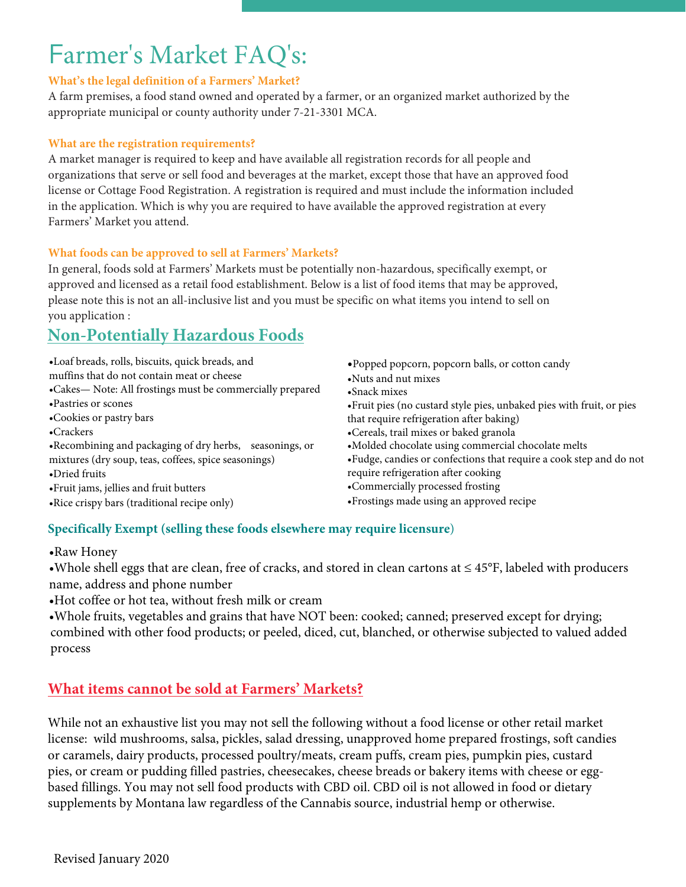# Farmer's Market FAQ's:

**What's the legal definition of a Farmers' Market?**

A farm premises, a food stand owned and operated by a farmer, or an organized market authorized by the appropriate municipal or county authority under 7-21-3301 MCA.

**What are the registration requirements?**

A market manager is required to keep and have available all registration records for all people and organizations that serve or sell food and beverages at the market, except those that have an approved food license or Cottage Food Registration. A registration is required and must include the information included in the application. Which is why you are required to have available the approved registration at every Farmers' Market you attend.

**What foods can be approved to sell at Farmers' Markets?**

In general, foods sold at Farmers' Markets must be potentially non-hazardous, specifically exempt, or approved and licensed as a retail food establishment. Below is a list of food items that may be approved, please note this is not an all-inclusive list and you must be specific on what items you intend to sell on you application :

## Non-Potentially Hazardous Foods

- Loaf breads, rolls, biscuits, quick breads, and muffins that do not contain meat or cheese
- Cakes— Note: All frostings must be commercially prepared
- Pastries or scones
- Cookies or pastry bars
- Crackers
- Recombining and packaging of dry herbs, seasonings, or mixtures (dry soup, teas, coffees, spice seasonings)
- Dried fruits
- Fruit jams, jellies and fruit butters
- Rice crispy bars (traditional recipe only)
- Popped popcorn, popcorn balls, or cotton candy
- Nuts and nut mixes
- Snack mixes
- Fruit pies (no custard style pies, unbaked pies with fruit, or pies that require refrigeration after baking)
- Cereals, trail mixes or baked granola
- Molded chocolate using commercial chocolate melts
- Fudge, candies or confections that require a cook step and do not require refrigeration after cooking
- Commercially processed frosting
- Frostings made using an approved recipe

### Specifically Exempt (selling these foods elsewhere may require licensure)

- Raw Honey
- Whole shell eggs that are clean, free of cracks, and stored in clean cartons at ≤ 45°F, labeled with producers name, address and phone number
- Hot coffee or hot tea, without fresh milk or cream
- Whole fruits, vegetables and grains that have NOT been: cooked; canned; preserved except for drying; combined with other food products; or peeled, diced, cut, blanched, or otherwise subjected to valued added process

## What items cannot be sold at Farmers' Markets?

While not an exhaustive list you may not sell the following without a food license or other retail market license: wild mushrooms, salsa, pickles, salad dressing, unapproved home prepared frostings, soft candies or caramels, dairy products, processed poultry/meats, cream puffs, cream pies, pumpkin pies, custard pies, or cream or pudding filled pastries, cheesecakes, cheese breads or bakery items with cheese or egg-based fillings. You may not sell food products with CBD oil. CBD oil is not allowed in food or dietary supplements by Montana law regardless of the Cannabis source, industrial hemp or otherwise.

Revised January 2020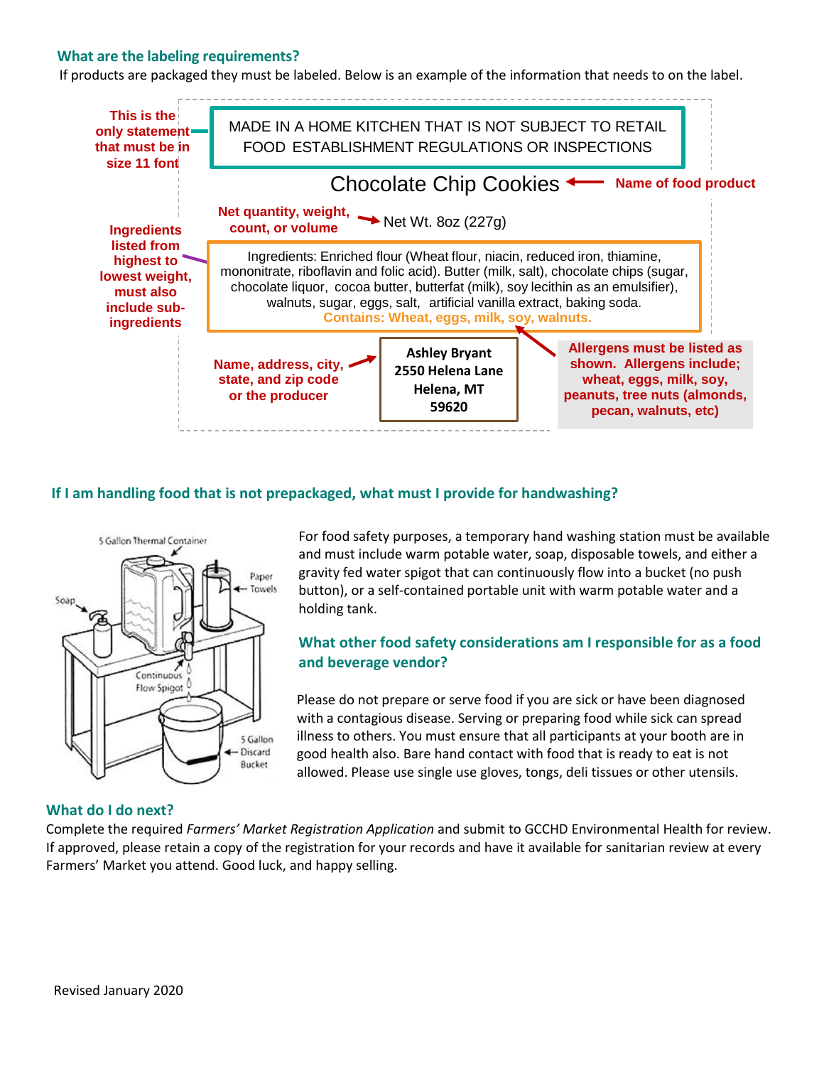### What are the labeling requirements?

If products are packaged they must be labeled. Below is an example of the information that needs to on the label.

**This is the only statement that must be in size 11 font**

MADE IN A HOME KITCHEN THAT IS NOT SUBJECT TO RETAIL FOOD ESTABLISHMENT REGULATIONS OR INSPECTIONS

Chocolate Chip Cookies ← **Name of food product**

**Net quantity, weight, count, or volume** → Net Wt. 8oz (227g)

**Ingredients listed from highest to lowest weight, must also include sub-ingredients**

Ingredients: Enriched flour (Wheat flour, niacin, reduced iron, thiamine, mononitrate, riboflavin and folic acid). Butter (milk, salt), chocolate chips (sugar, chocolate liquor, cocoa butter, butterfat (milk), soy lecithin as an emulsifier), walnuts, sugar, eggs, salt, artificial vanilla extract, baking soda.
**Contains: Wheat, eggs, milk, soy, walnuts.**

**Name, address, city, state, and zip code or the producer** →

**Ashley Bryant**
**2550 Helena Lane**
**Helena, MT**
**59620**

**Allergens must be listed as shown. Allergens include; wheat, eggs, milk, soy, peanuts, tree nuts (almonds, pecan, walnuts, etc)**

### If I am handling food that is not prepackaged, what must I provide for handwashing?

5 Gallon Thermal Container
Soap
Paper Towels
Continuous Flow Spigot
5 Gallon Discard Bucket

For food safety purposes, a temporary hand washing station must be available and must include warm potable water, soap, disposable towels, and either a gravity fed water spigot that can continuously flow into a bucket (no push button), or a self-contained portable unit with warm potable water and a holding tank.

### What other food safety considerations am I responsible for as a food and beverage vendor?

Please do not prepare or serve food if you are sick or have been diagnosed with a contagious disease. Serving or preparing food while sick can spread illness to others. You must ensure that all participants at your booth are in good health also. Bare hand contact with food that is ready to eat is not allowed. Please use single use gloves, tongs, deli tissues or other utensils.

### What do I do next?

Complete the required *Farmers' Market Registration Application* and submit to GCCHD Environmental Health for review. If approved, please retain a copy of the registration for your records and have it available for sanitarian review at every Farmers' Market you attend. Good luck, and happy selling.

Revised January 2020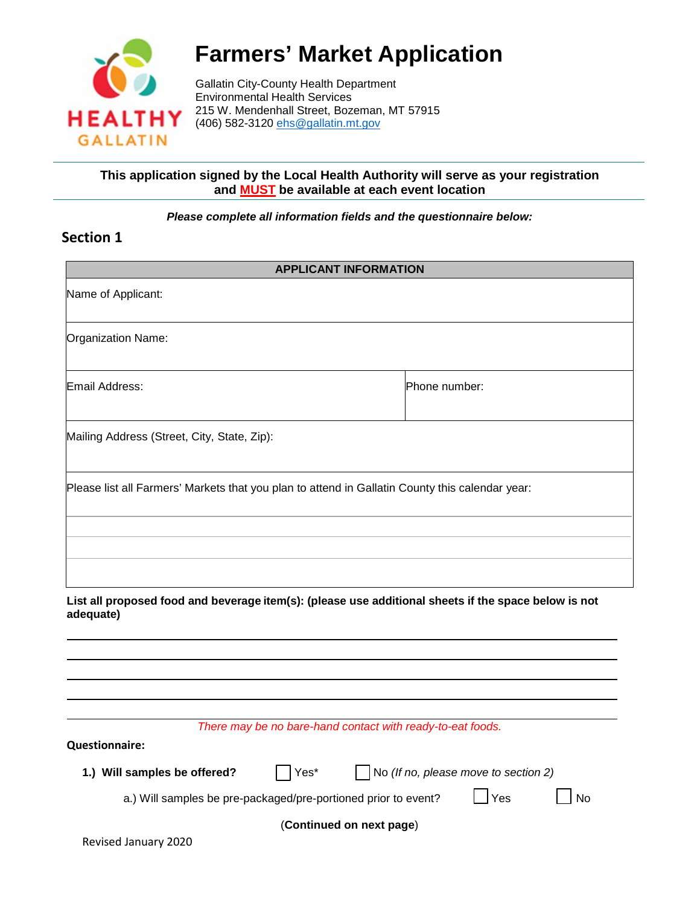# Farmers' Market Application

Gallatin City-County Health Department
Environmental Health Services
215 W. Mendenhall Street, Bozeman, MT 57915
(406) 582-3120 ehs@gallatin.mt.gov

**This application signed by the Local Health Authority will serve as your registration and MUST be available at each event location**

***Please complete all information fields and the questionnaire below:***

## Section 1

| APPLICANT INFORMATION | |
|---|---|
| Name of Applicant: | |
| Organization Name: | |
| Email Address: | Phone number: |
| Mailing Address (Street, City, State, Zip): | |
| Please list all Farmers' Markets that you plan to attend in Gallatin County this calendar year: | |
| | |
| | |
| | |

**List all proposed food and beverage item(s): (please use additional sheets if the space below is not adequate)**

_______________________________________________

_______________________________________________

_______________________________________________

_______________________________________________

_______________________________________________

*There may be no bare-hand contact with ready-to-eat foods.*

**Questionnaire:**

**1.) Will samples be offered?** ☐ Yes* ☐ No *(If no, please move to section 2)*

a.) Will samples be pre-packaged/pre-portioned prior to event? ☐ Yes ☐ No

(**Continued on next page**)

Revised January 2020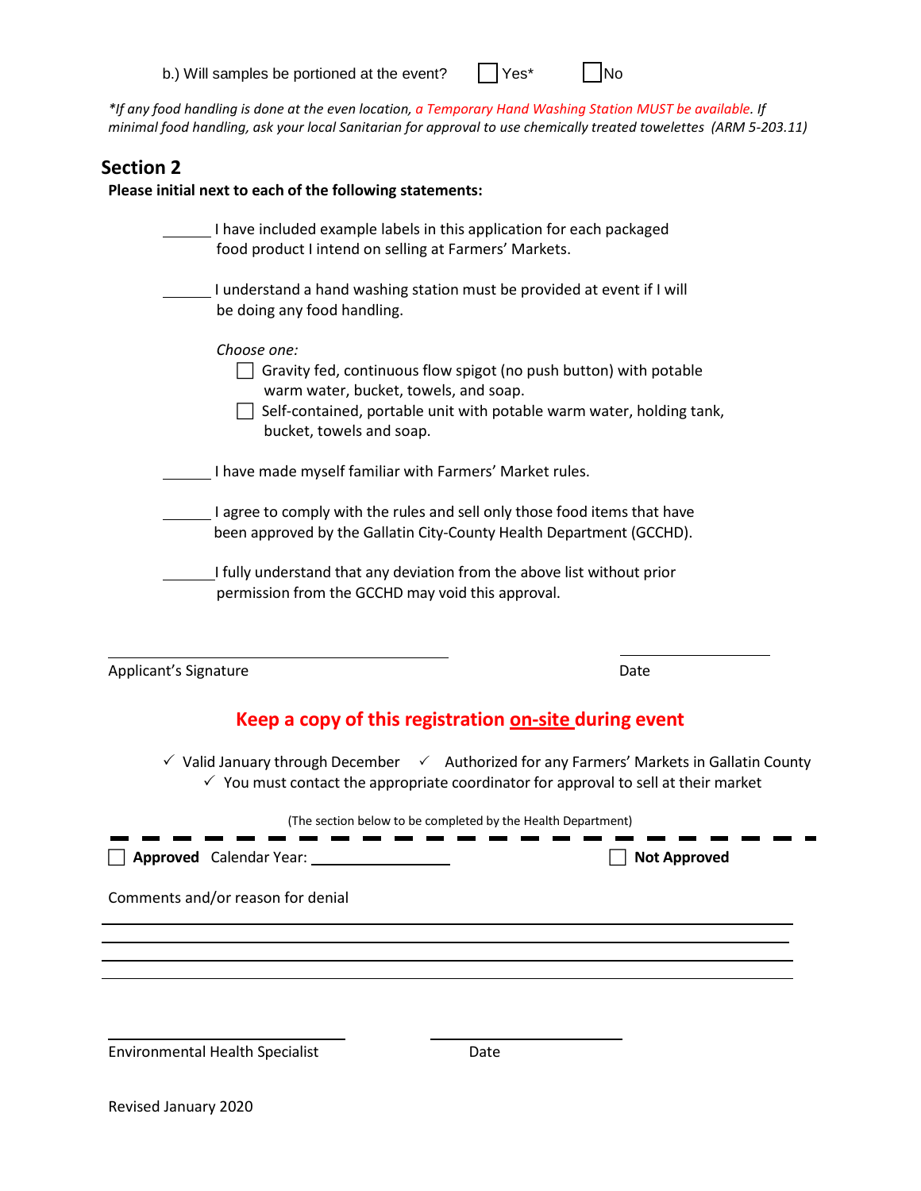b.) Will samples be portioned at the event? ☐ Yes* ☐ No

*\*If any food handling is done at the even location, a Temporary Hand Washing Station MUST be available. If minimal food handling, ask your local Sanitarian for approval to use chemically treated towelettes (ARM 5-203.11)*

## Section 2

**Please initial next to each of the following statements:**

______ I have included example labels in this application for each packaged food product I intend on selling at Farmers' Markets.

______ I understand a hand washing station must be provided at event if I will be doing any food handling.

*Choose one:*

- ☐ Gravity fed, continuous flow spigot (no push button) with potable warm water, bucket, towels, and soap.
- ☐ Self-contained, portable unit with potable warm water, holding tank, bucket, towels and soap.

______ I have made myself familiar with Farmers' Market rules.

______ I agree to comply with the rules and sell only those food items that have been approved by the Gallatin City-County Health Department (GCCHD).

______ I fully understand that any deviation from the above list without prior permission from the GCCHD may void this approval.

______________________________ Applicant's Signature

______________ Date

**Keep a copy of this registration on-site during event**

✓ Valid January through December ✓ Authorized for any Farmers' Markets in Gallatin County

✓ You must contact the appropriate coordinator for approval to sell at their market

(The section below to be completed by the Health Department)

- - - - - - - - - - - - - - - - - - - - - - - - - - - - - - - - - - - - - - - -

☐ **Approved** Calendar Year: ______________ ☐ **Not Approved**

Comments and/or reason for denial

______________________________________________________________________

______________________________________________________________________

______________________________________________________________________

______________________________________________________________________

______________________________ Environmental Health Specialist

______________ Date

Revised January 2020